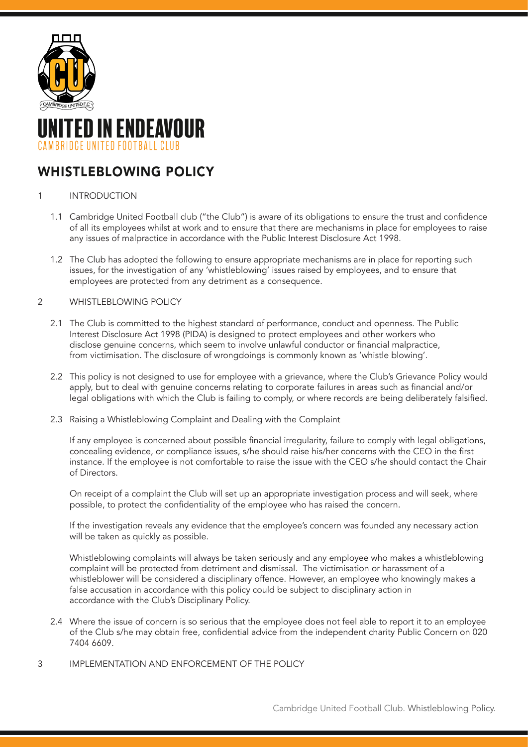UNITED IN ENDEAVOUR
CAMBRIDGE UNITED FOOTBALL CLUB

# WHISTLEBLOWING POLICY

## 1 INTRODUCTION

1.1 Cambridge United Football club ("the Club") is aware of its obligations to ensure the trust and confidence of all its employees whilst at work and to ensure that there are mechanisms in place for employees to raise any issues of malpractice in accordance with the Public Interest Disclosure Act 1998.

1.2 The Club has adopted the following to ensure appropriate mechanisms are in place for reporting such issues, for the investigation of any 'whistleblowing' issues raised by employees, and to ensure that employees are protected from any detriment as a consequence.

## 2 WHISTLEBLOWING POLICY

2.1 The Club is committed to the highest standard of performance, conduct and openness. The Public Interest Disclosure Act 1998 (PIDA) is designed to protect employees and other workers who disclose genuine concerns, which seem to involve unlawful conductor or financial malpractice, from victimisation. The disclosure of wrongdoings is commonly known as 'whistle blowing'.

2.2 This policy is not designed to use for employee with a grievance, where the Club's Grievance Policy would apply, but to deal with genuine concerns relating to corporate failures in areas such as financial and/or legal obligations with which the Club is failing to comply, or where records are being deliberately falsified.

2.3 Raising a Whistleblowing Complaint and Dealing with the Complaint

If any employee is concerned about possible financial irregularity, failure to comply with legal obligations, concealing evidence, or compliance issues, s/he should raise his/her concerns with the CEO in the first instance. If the employee is not comfortable to raise the issue with the CEO s/he should contact the Chair of Directors.

On receipt of a complaint the Club will set up an appropriate investigation process and will seek, where possible, to protect the confidentiality of the employee who has raised the concern.

If the investigation reveals any evidence that the employee's concern was founded any necessary action will be taken as quickly as possible.

Whistleblowing complaints will always be taken seriously and any employee who makes a whistleblowing complaint will be protected from detriment and dismissal. The victimisation or harassment of a whistleblower will be considered a disciplinary offence. However, an employee who knowingly makes a false accusation in accordance with this policy could be subject to disciplinary action in accordance with the Club's Disciplinary Policy.

2.4 Where the issue of concern is so serious that the employee does not feel able to report it to an employee of the Club s/he may obtain free, confidential advice from the independent charity Public Concern on 020 7404 6609.

## 3 IMPLEMENTATION AND ENFORCEMENT OF THE POLICY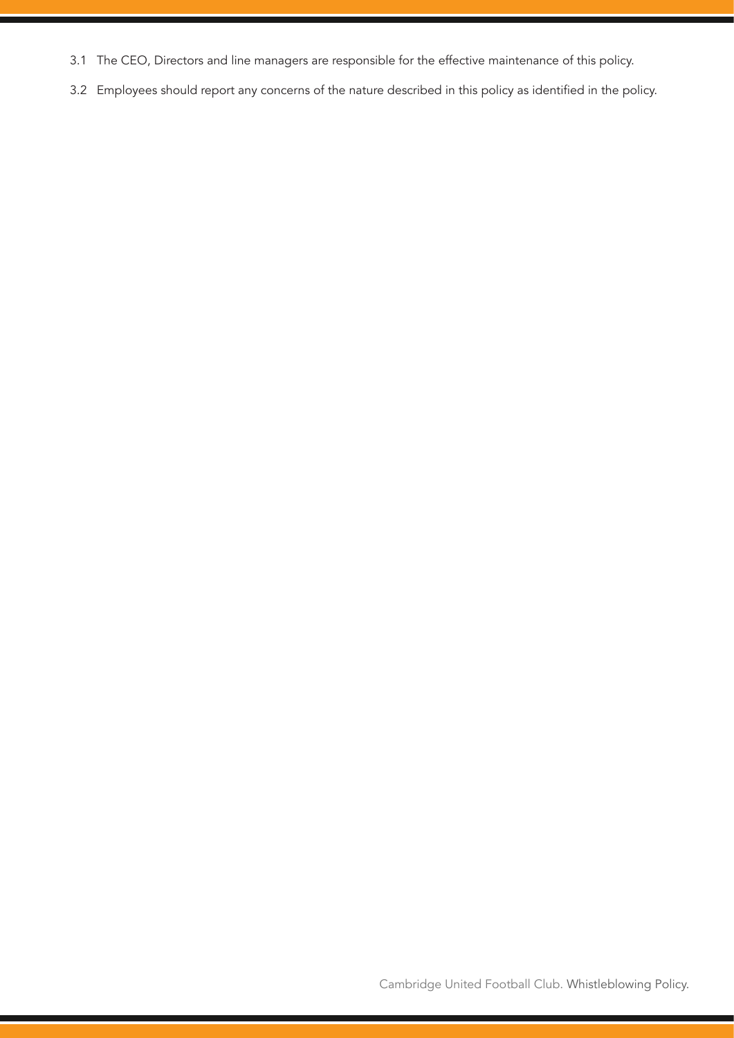3.1 The CEO, Directors and line managers are responsible for the effective maintenance of this policy.

3.2 Employees should report any concerns of the nature described in this policy as identified in the policy.